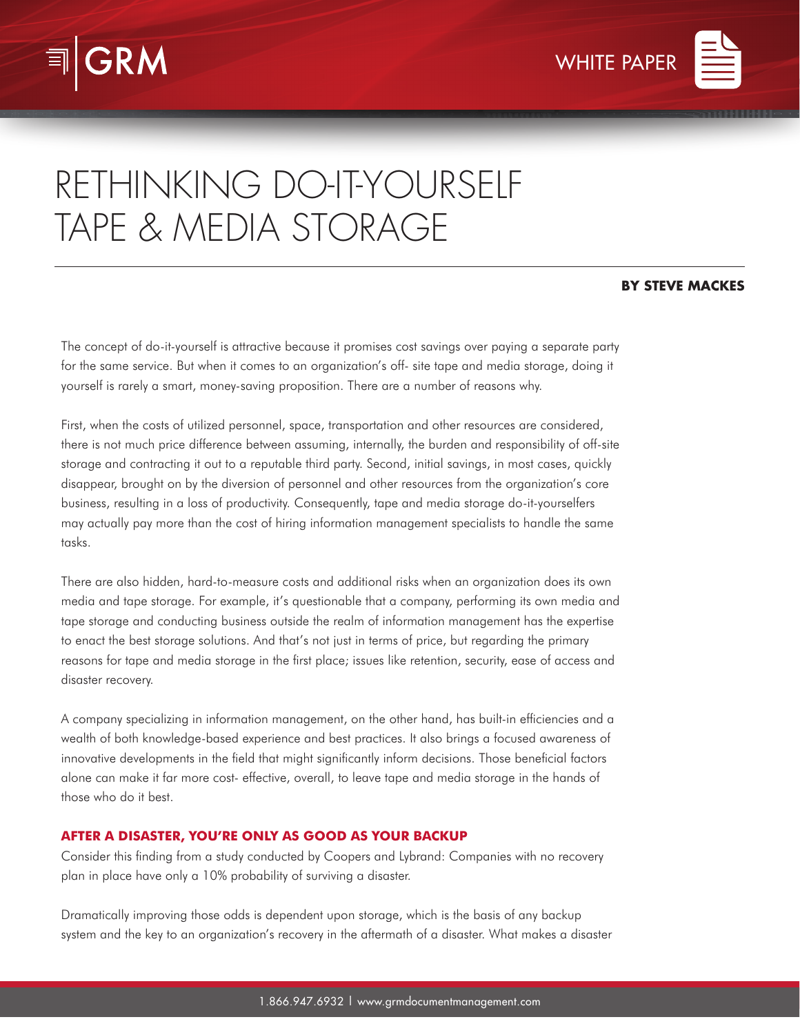# RETHINKING DO-IT-YOURSELF TAPE & MEDIA STORAGE

**BY STEVE MACKES**

The concept of do-it-yourself is attractive because it promises cost savings over paying a separate party for the same service. But when it comes to an organization's off- site tape and media storage, doing it yourself is rarely a smart, money-saving proposition. There are a number of reasons why.

First, when the costs of utilized personnel, space, transportation and other resources are considered, there is not much price difference between assuming, internally, the burden and responsibility of off-site storage and contracting it out to a reputable third party. Second, initial savings, in most cases, quickly disappear, brought on by the diversion of personnel and other resources from the organization's core business, resulting in a loss of productivity. Consequently, tape and media storage do-it-yourselfers may actually pay more than the cost of hiring information management specialists to handle the same tasks.

There are also hidden, hard-to-measure costs and additional risks when an organization does its own media and tape storage. For example, it's questionable that a company, performing its own media and tape storage and conducting business outside the realm of information management has the expertise to enact the best storage solutions. And that's not just in terms of price, but regarding the primary reasons for tape and media storage in the first place; issues like retention, security, ease of access and disaster recovery.

A company specializing in information management, on the other hand, has built-in efficiencies and a wealth of both knowledge-based experience and best practices. It also brings a focused awareness of innovative developments in the field that might significantly inform decisions. Those beneficial factors alone can make it far more cost- effective, overall, to leave tape and media storage in the hands of those who do it best.

## AFTER A DISASTER, YOU'RE ONLY AS GOOD AS YOUR BACKUP

Consider this finding from a study conducted by Coopers and Lybrand: Companies with no recovery plan in place have only a 10% probability of surviving a disaster.

Dramatically improving those odds is dependent upon storage, which is the basis of any backup system and the key to an organization's recovery in the aftermath of a disaster. What makes a disaster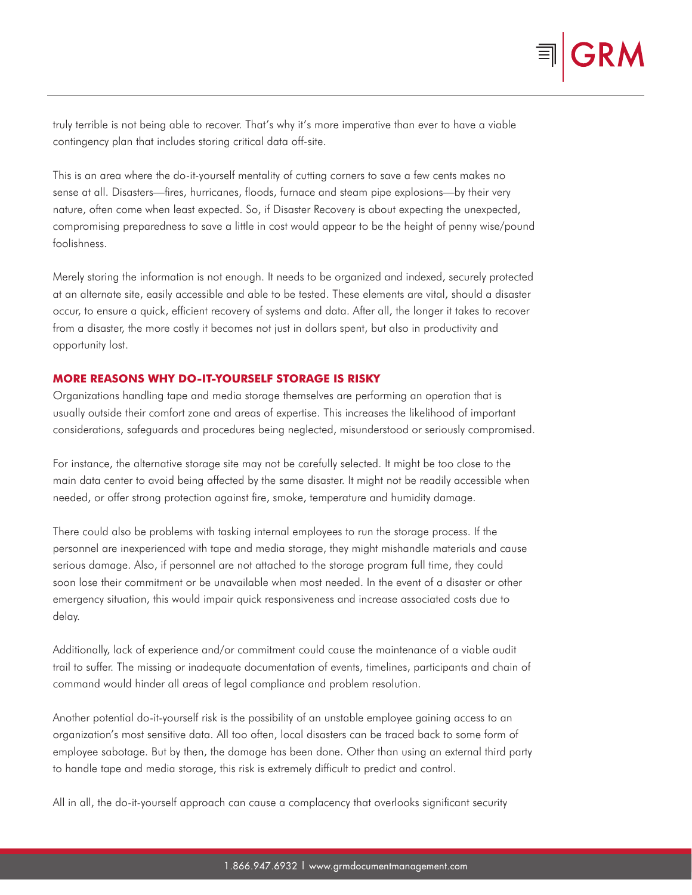truly terrible is not being able to recover. That's why it's more imperative than ever to have a viable contingency plan that includes storing critical data off-site.

This is an area where the do-it-yourself mentality of cutting corners to save a few cents makes no sense at all. Disasters—fires, hurricanes, floods, furnace and steam pipe explosions—by their very nature, often come when least expected. So, if Disaster Recovery is about expecting the unexpected, compromising preparedness to save a little in cost would appear to be the height of penny wise/pound foolishness.

Merely storing the information is not enough. It needs to be organized and indexed, securely protected at an alternate site, easily accessible and able to be tested. These elements are vital, should a disaster occur, to ensure a quick, efficient recovery of systems and data. After all, the longer it takes to recover from a disaster, the more costly it becomes not just in dollars spent, but also in productivity and opportunity lost.

## MORE REASONS WHY DO-IT-YOURSELF STORAGE IS RISKY

Organizations handling tape and media storage themselves are performing an operation that is usually outside their comfort zone and areas of expertise. This increases the likelihood of important considerations, safeguards and procedures being neglected, misunderstood or seriously compromised.

For instance, the alternative storage site may not be carefully selected. It might be too close to the main data center to avoid being affected by the same disaster. It might not be readily accessible when needed, or offer strong protection against fire, smoke, temperature and humidity damage.

There could also be problems with tasking internal employees to run the storage process. If the personnel are inexperienced with tape and media storage, they might mishandle materials and cause serious damage. Also, if personnel are not attached to the storage program full time, they could soon lose their commitment or be unavailable when most needed. In the event of a disaster or other emergency situation, this would impair quick responsiveness and increase associated costs due to delay.

Additionally, lack of experience and/or commitment could cause the maintenance of a viable audit trail to suffer. The missing or inadequate documentation of events, timelines, participants and chain of command would hinder all areas of legal compliance and problem resolution.

Another potential do-it-yourself risk is the possibility of an unstable employee gaining access to an organization's most sensitive data. All too often, local disasters can be traced back to some form of employee sabotage. But by then, the damage has been done. Other than using an external third party to handle tape and media storage, this risk is extremely difficult to predict and control.

All in all, the do-it-yourself approach can cause a complacency that overlooks significant security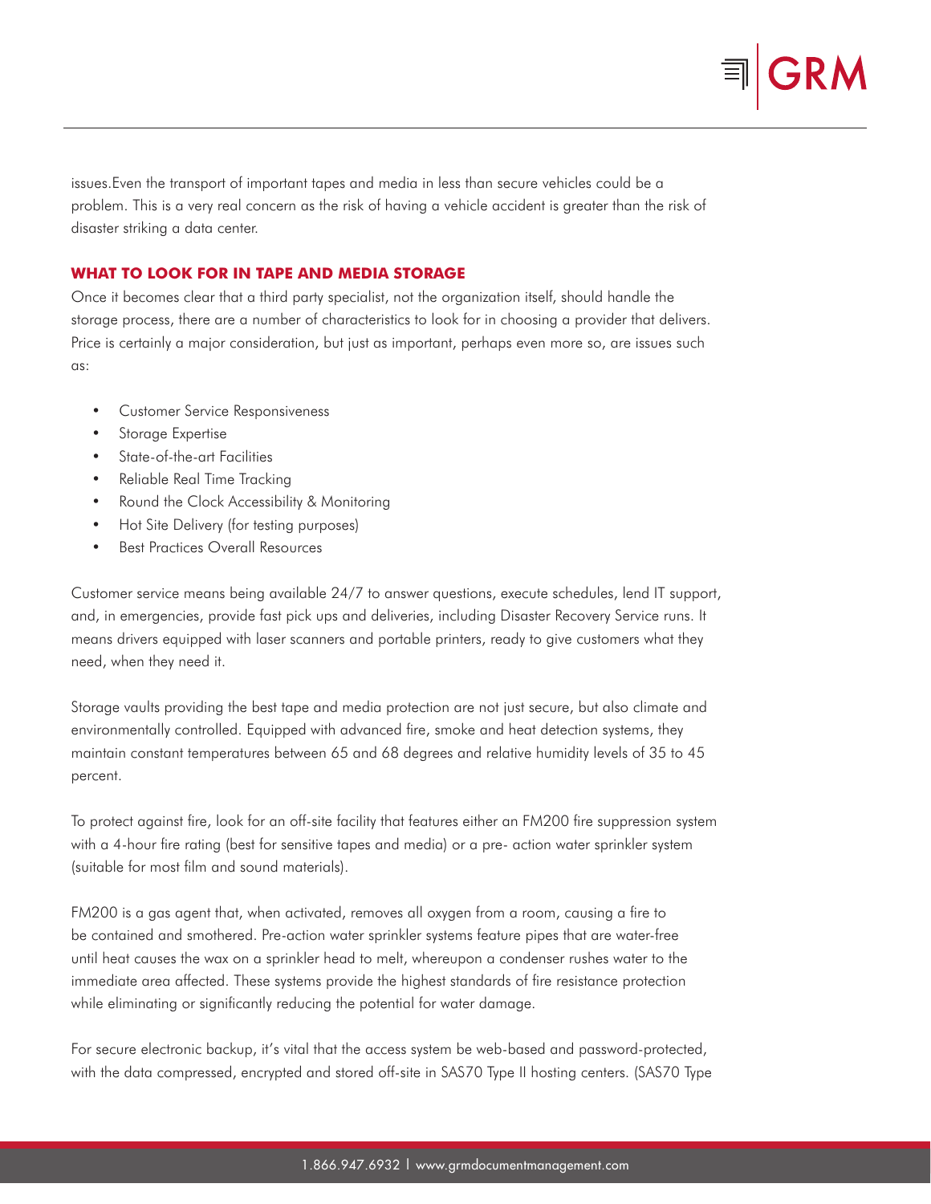issues.Even the transport of important tapes and media in less than secure vehicles could be a problem. This is a very real concern as the risk of having a vehicle accident is greater than the risk of disaster striking a data center.

## WHAT TO LOOK FOR IN TAPE AND MEDIA STORAGE

Once it becomes clear that a third party specialist, not the organization itself, should handle the storage process, there are a number of characteristics to look for in choosing a provider that delivers. Price is certainly a major consideration, but just as important, perhaps even more so, are issues such as:

- Customer Service Responsiveness
- Storage Expertise
- State-of-the-art Facilities
- Reliable Real Time Tracking
- Round the Clock Accessibility & Monitoring
- Hot Site Delivery (for testing purposes)
- Best Practices Overall Resources

Customer service means being available 24/7 to answer questions, execute schedules, lend IT support, and, in emergencies, provide fast pick ups and deliveries, including Disaster Recovery Service runs. It means drivers equipped with laser scanners and portable printers, ready to give customers what they need, when they need it.

Storage vaults providing the best tape and media protection are not just secure, but also climate and environmentally controlled. Equipped with advanced fire, smoke and heat detection systems, they maintain constant temperatures between 65 and 68 degrees and relative humidity levels of 35 to 45 percent.

To protect against fire, look for an off-site facility that features either an FM200 fire suppression system with a 4-hour fire rating (best for sensitive tapes and media) or a pre- action water sprinkler system (suitable for most film and sound materials).

FM200 is a gas agent that, when activated, removes all oxygen from a room, causing a fire to be contained and smothered. Pre-action water sprinkler systems feature pipes that are water-free until heat causes the wax on a sprinkler head to melt, whereupon a condenser rushes water to the immediate area affected. These systems provide the highest standards of fire resistance protection while eliminating or significantly reducing the potential for water damage.

For secure electronic backup, it's vital that the access system be web-based and password-protected, with the data compressed, encrypted and stored off-site in SAS70 Type II hosting centers. (SAS70 Type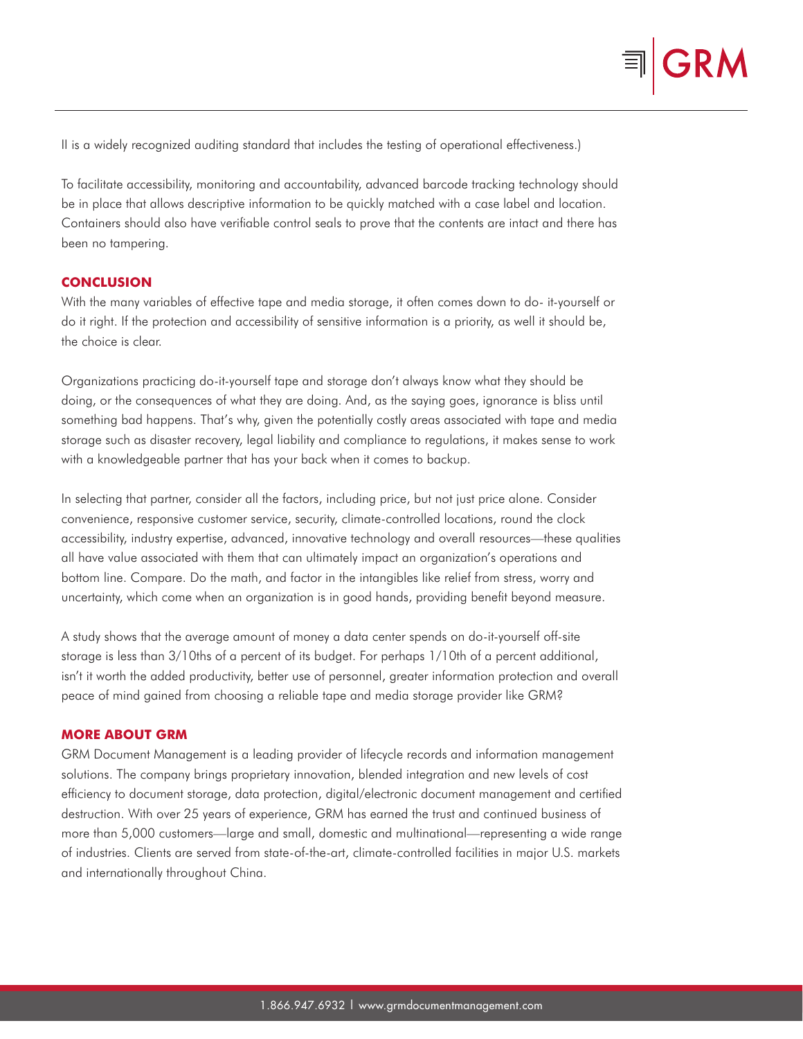II is a widely recognized auditing standard that includes the testing of operational effectiveness.)

To facilitate accessibility, monitoring and accountability, advanced barcode tracking technology should be in place that allows descriptive information to be quickly matched with a case label and location. Containers should also have verifiable control seals to prove that the contents are intact and there has been no tampering.

## CONCLUSION

With the many variables of effective tape and media storage, it often comes down to do- it-yourself or do it right. If the protection and accessibility of sensitive information is a priority, as well it should be, the choice is clear.

Organizations practicing do-it-yourself tape and storage don't always know what they should be doing, or the consequences of what they are doing. And, as the saying goes, ignorance is bliss until something bad happens. That's why, given the potentially costly areas associated with tape and media storage such as disaster recovery, legal liability and compliance to regulations, it makes sense to work with a knowledgeable partner that has your back when it comes to backup.

In selecting that partner, consider all the factors, including price, but not just price alone. Consider convenience, responsive customer service, security, climate-controlled locations, round the clock accessibility, industry expertise, advanced, innovative technology and overall resources—these qualities all have value associated with them that can ultimately impact an organization's operations and bottom line. Compare. Do the math, and factor in the intangibles like relief from stress, worry and uncertainty, which come when an organization is in good hands, providing benefit beyond measure.

A study shows that the average amount of money a data center spends on do-it-yourself off-site storage is less than 3/10ths of a percent of its budget. For perhaps 1/10th of a percent additional, isn't it worth the added productivity, better use of personnel, greater information protection and overall peace of mind gained from choosing a reliable tape and media storage provider like GRM?

## MORE ABOUT GRM

GRM Document Management is a leading provider of lifecycle records and information management solutions. The company brings proprietary innovation, blended integration and new levels of cost efficiency to document storage, data protection, digital/electronic document management and certified destruction. With over 25 years of experience, GRM has earned the trust and continued business of more than 5,000 customers—large and small, domestic and multinational—representing a wide range of industries. Clients are served from state-of-the-art, climate-controlled facilities in major U.S. markets and internationally throughout China.